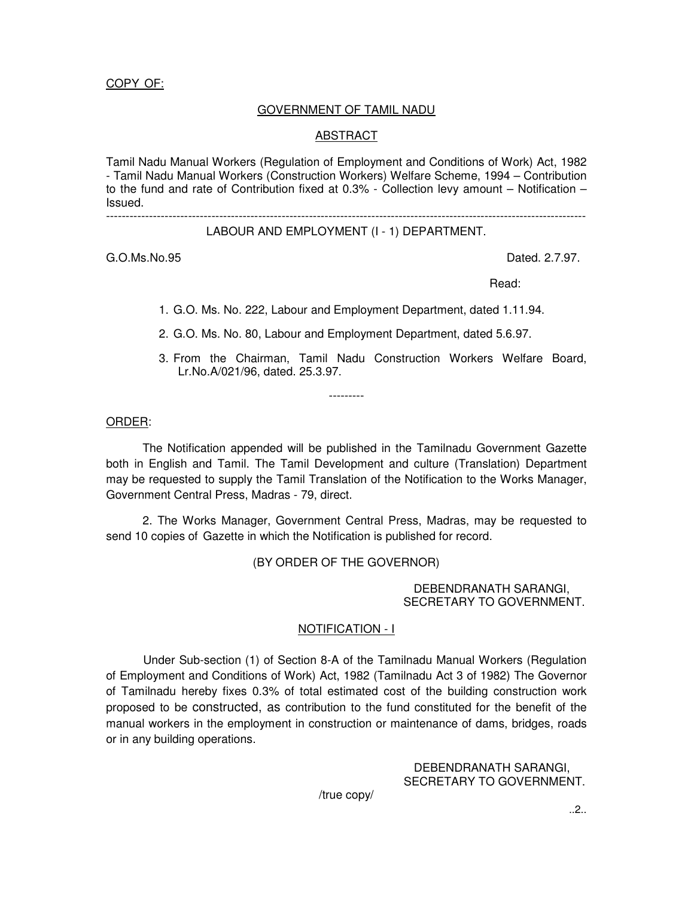COPY OF:

## GOVERNMENT OF TAMIL NADU

### ABSTRACT

Tamil Nadu Manual Workers (Regulation of Employment and Conditions of Work) Act, 1982 - Tamil Nadu Manual Workers (Construction Workers) Welfare Scheme, 1994 – Contribution to the fund and rate of Contribution fixed at 0.3% - Collection levy amount – Notification – Issued.

---

LABOUR AND EMPLOYMENT (I - 1) DEPARTMENT.

G.O.Ms.No.95 Dated. 2.7.97.

Read:

1. G.O. Ms. No. 222, Labour and Employment Department, dated 1.11.94.
2. G.O. Ms. No. 80, Labour and Employment Department, dated 5.6.97.
3. From the Chairman, Tamil Nadu Construction Workers Welfare Board, Lr.No.A/021/96, dated. 25.3.97.

---------

ORDER:

The Notification appended will be published in the Tamilnadu Government Gazette both in English and Tamil. The Tamil Development and culture (Translation) Department may be requested to supply the Tamil Translation of the Notification to the Works Manager, Government Central Press, Madras - 79, direct.

2. The Works Manager, Government Central Press, Madras, may be requested to send 10 copies of Gazette in which the Notification is published for record.

(BY ORDER OF THE GOVERNOR)

DEBENDRANATH SARANGI,
SECRETARY TO GOVERNMENT.

### NOTIFICATION - I

Under Sub-section (1) of Section 8-A of the Tamilnadu Manual Workers (Regulation of Employment and Conditions of Work) Act, 1982 (Tamilnadu Act 3 of 1982) The Governor of Tamilnadu hereby fixes 0.3% of total estimated cost of the building construction work proposed to be constructed, as contribution to the fund constituted for the benefit of the manual workers in the employment in construction or maintenance of dams, bridges, roads or in any building operations.

DEBENDRANATH SARANGI,
SECRETARY TO GOVERNMENT.

/true copy/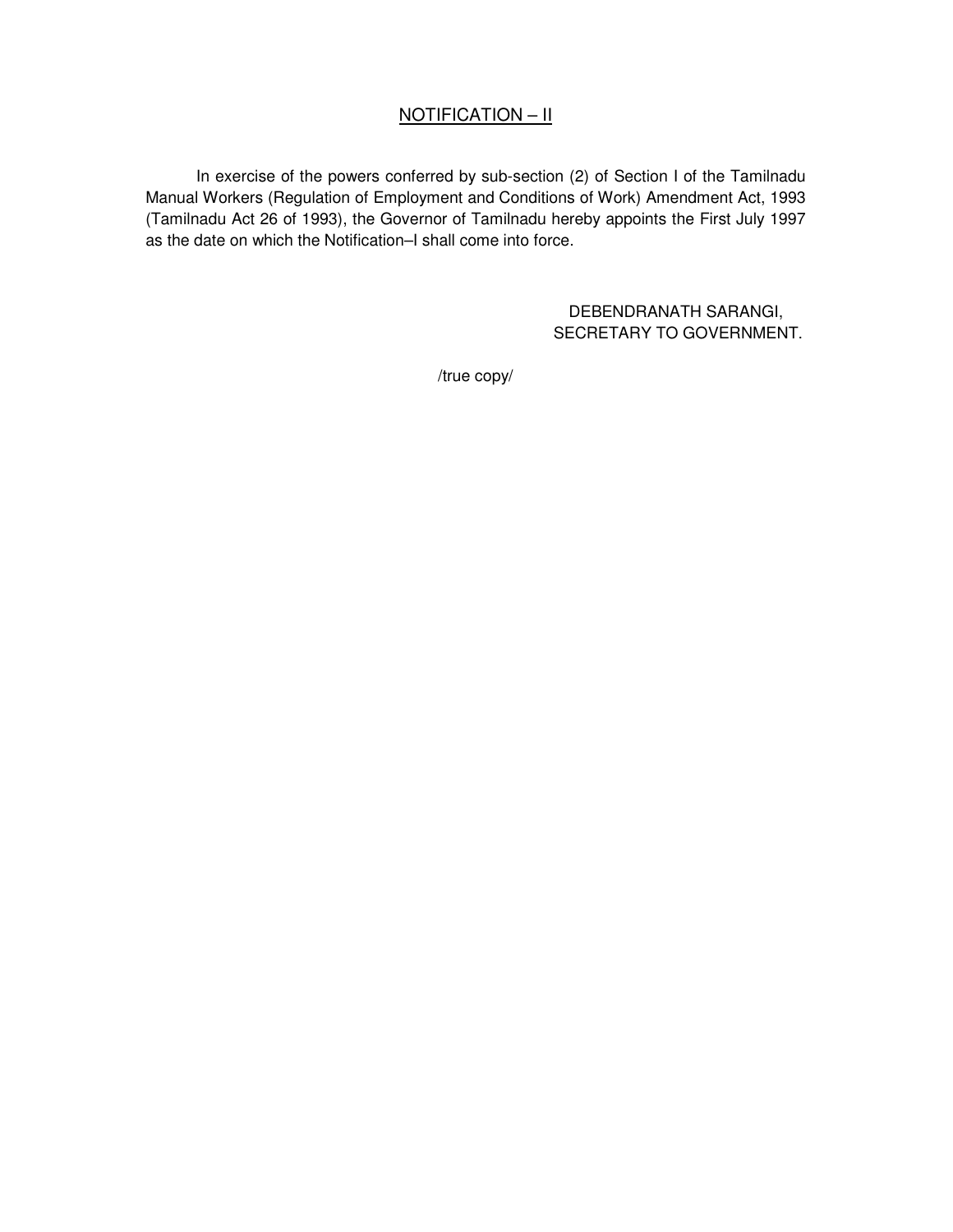## <u>NOTIFICATION – II</u>

In exercise of the powers conferred by sub-section (2) of Section I of the Tamilnadu Manual Workers (Regulation of Employment and Conditions of Work) Amendment Act, 1993 (Tamilnadu Act 26 of 1993), the Governor of Tamilnadu hereby appoints the First July 1997 as the date on which the Notification–I shall come into force.

DEBENDRANATH SARANGI,
SECRETARY TO GOVERNMENT.

/true copy/